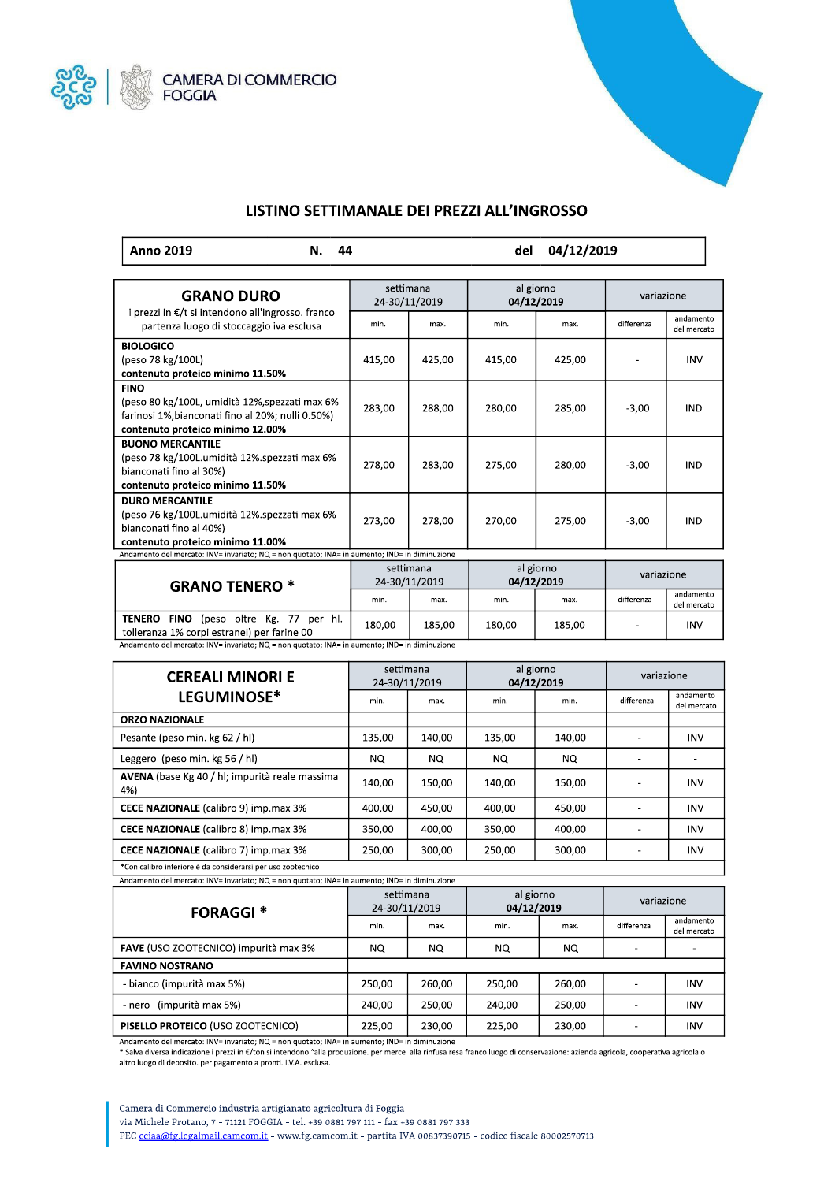CAMERA DI COMMERCIO
FOGGIA

# LISTINO SETTIMANALE DEI PREZZI ALL'INGROSSO

| Anno 2019 | N. 44 | del 04/12/2019 |
|---|---|---|

| GRANO DURO<br>i prezzi in €/t si intendono all'ingrosso. franco partenza luogo di stoccaggio iva esclusa | settimana 24-30/11/2019 | | al giorno 04/12/2019 | | variazione | |
|---|---|---|---|---|---|---|
| | min. | max. | min. | max. | differenza | andamento del mercato |
| **BIOLOGICO**<br>(peso 78 kg/100L)<br>**contenuto proteico minimo 11.50%** | 415,00 | 425,00 | 415,00 | 425,00 | - | INV |
| **FINO**<br>(peso 80 kg/100L, umidità 12%,spezzati max 6% farinosi 1%,bianconati fino al 20%; nulli 0.50%)<br>**contenuto proteico minimo 12.00%** | 283,00 | 288,00 | 280,00 | 285,00 | -3,00 | IND |
| **BUONO MERCANTILE**<br>(peso 78 kg/100L.umidità 12%.spezzati max 6% bianconati fino al 30%)<br>**contenuto proteico minimo 11.50%** | 278,00 | 283,00 | 275,00 | 280,00 | -3,00 | IND |
| **DURO MERCANTILE**<br>(peso 76 kg/100L.umidità 12%.spezzati max 6% bianconati fino al 40%)<br>**contenuto proteico minimo 11.00%** | 273,00 | 278,00 | 270,00 | 275,00 | -3,00 | IND |

Andamento del mercato: INV= invariato; NQ = non quotato; INA= in aumento; IND= in diminuzione

| GRANO TENERO * | settimana 24-30/11/2019 | | al giorno 04/12/2019 | | variazione | |
|---|---|---|---|---|---|---|
| | min. | max. | min. | max. | differenza | andamento del mercato |
| **TENERO FINO** (peso oltre Kg. 77 per hl. tolleranza 1% corpi estranei) per farine 00 | 180,00 | 185,00 | 180,00 | 185,00 | - | INV |

Andamento del mercato: INV= invariato; NQ = non quotato; INA= in aumento; IND= in diminuzione

| CEREALI MINORI E LEGUMINOSE* | settimana 24-30/11/2019 | | al giorno 04/12/2019 | | variazione | |
|---|---|---|---|---|---|---|
| | min. | max. | min. | min. | differenza | andamento del mercato |
| **ORZO NAZIONALE** | | | | | | |
| Pesante (peso min. kg 62 / hl) | 135,00 | 140,00 | 135,00 | 140,00 | - | INV |
| Leggero (peso min. kg 56 / hl) | NQ | NQ | NQ | NQ | - | - |
| **AVENA** (base Kg 40 / hl; impurità reale massima 4%) | 140,00 | 150,00 | 140,00 | 150,00 | - | INV |
| **CECE NAZIONALE** (calibro 9) imp.max 3% | 400,00 | 450,00 | 400,00 | 450,00 | - | INV |
| **CECE NAZIONALE** (calibro 8) imp.max 3% | 350,00 | 400,00 | 350,00 | 400,00 | - | INV |
| **CECE NAZIONALE** (calibro 7) imp.max 3% | 250,00 | 300,00 | 250,00 | 300,00 | - | INV |
| *Con calibro inferiore è da considerarsi per uso zootecnico | | | | | | |

Andamento del mercato: INV= invariato; NQ = non quotato; INA= in aumento; IND= in diminuzione

| FORAGGI * | settimana 24-30/11/2019 | | al giorno 04/12/2019 | | variazione | |
|---|---|---|---|---|---|---|
| | min. | max. | min. | max. | differenza | andamento del mercato |
| **FAVE** (USO ZOOTECNICO) impurità max 3% | NQ | NQ | NQ | NQ | - | - |
| **FAVINO NOSTRANO** | | | | | | |
| - bianco (impurità max 5%) | 250,00 | 260,00 | 250,00 | 260,00 | - | INV |
| - nero (impurità max 5%) | 240,00 | 250,00 | 240,00 | 250,00 | - | INV |
| **PISELLO PROTEICO** (USO ZOOTECNICO) | 225,00 | 230,00 | 225,00 | 230,00 | - | INV |

Andamento del mercato: INV= invariato; NQ = non quotato; INA= in aumento; IND= in diminuzione

* Salva diversa indicazione i prezzi in €/ton si intendono "alla produzione. per merce alla rinfusa resa franco luogo di conservazione: azienda agricola, cooperativa agricola o altro luogo di deposito. per pagamento a pronti. I.V.A. esclusa.

Camera di Commercio industria artigianato agricoltura di Foggia
via Michele Protano, 7 - 71121 FOGGIA - tel. +39 0881 797 111 - fax +39 0881 797 333
PEC cciaa@fg.legalmail.camcom.it - www.fg.camcom.it - partita IVA 00837390715 - codice fiscale 80002570713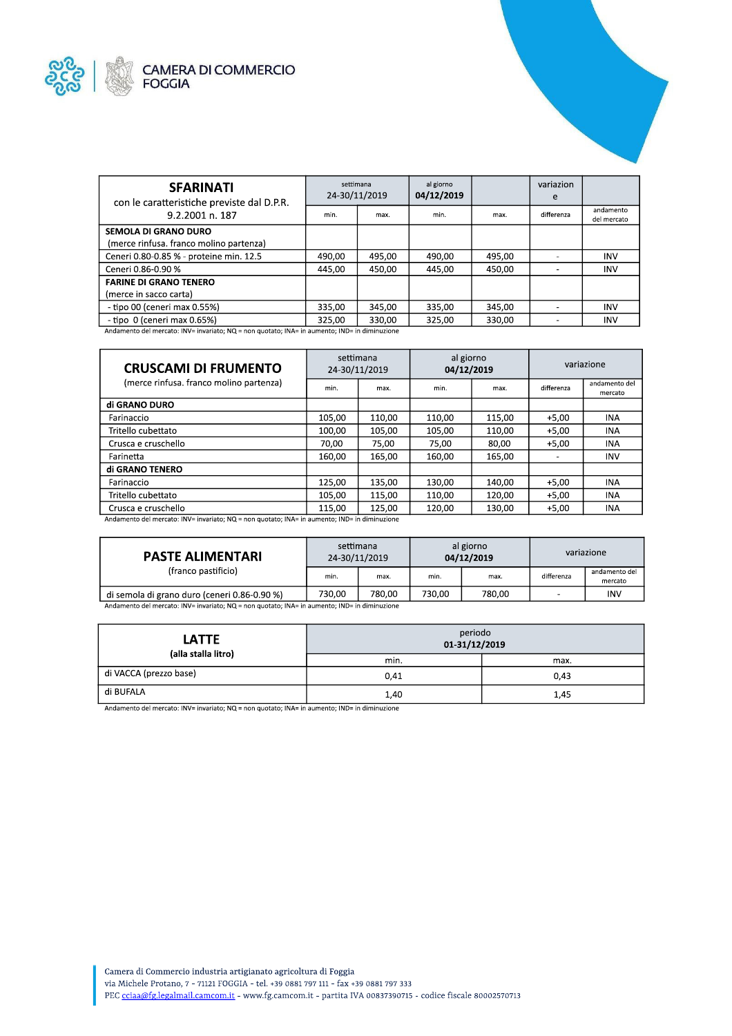| **SFARINATI** con le caratteristiche previste dal D.P.R. 9.2.2001 n. 187 | settimana 24-30/11/2019 | | al giorno 04/12/2019 | | variazione | |
|---|---|---|---|---|---|---|
| | min. | max. | min. | max. | differenza | andamento del mercato |
| **SEMOLA DI GRANO DURO** (merce rinfusa. franco molino partenza) | | | | | | |
| Ceneri 0.80-0.85 % - proteine min. 12.5 | 490,00 | 495,00 | 490,00 | 495,00 | - | INV |
| Ceneri 0.86-0.90 % | 445,00 | 450,00 | 445,00 | 450,00 | - | INV |
| **FARINE DI GRANO TENERO** (merce in sacco carta) | | | | | | |
| - tipo 00 (ceneri max 0.55%) | 335,00 | 345,00 | 335,00 | 345,00 | - | INV |
| - tipo 0 (ceneri max 0.65%) | 325,00 | 330,00 | 325,00 | 330,00 | - | INV |

Andamento del mercato: INV= invariato; NQ = non quotato; INA= in aumento; IND= in diminuzione

| **CRUSCAMI DI FRUMENTO** (merce rinfusa. franco molino partenza) | settimana 24-30/11/2019 | | al giorno 04/12/2019 | | variazione | |
|---|---|---|---|---|---|---|
| | min. | max. | min. | max. | differenza | andamento del mercato |
| **di GRANO DURO** | | | | | | |
| Farinaccio | 105,00 | 110,00 | 110,00 | 115,00 | +5,00 | INA |
| Tritello cubettato | 100,00 | 105,00 | 105,00 | 110,00 | +5,00 | INA |
| Crusca e cruschello | 70,00 | 75,00 | 75,00 | 80,00 | +5,00 | INA |
| Farinetta | 160,00 | 165,00 | 160,00 | 165,00 | - | INV |
| **di GRANO TENERO** | | | | | | |
| Farinaccio | 125,00 | 135,00 | 130,00 | 140,00 | +5,00 | INA |
| Tritello cubettato | 105,00 | 115,00 | 110,00 | 120,00 | +5,00 | INA |
| Crusca e cruschello | 115,00 | 125,00 | 120,00 | 130,00 | +5,00 | INA |

Andamento del mercato: INV= invariato; NQ = non quotato; INA= in aumento; IND= in diminuzione

| **PASTE ALIMENTARI** (franco pastificio) | settimana 24-30/11/2019 | | al giorno 04/12/2019 | | variazione | |
|---|---|---|---|---|---|---|
| | min. | max. | min. | max. | differenza | andamento del mercato |
| di semola di grano duro (ceneri 0.86-0.90 %) | 730,00 | 780,00 | 730,00 | 780,00 | - | INV |

Andamento del mercato: INV= invariato; NQ = non quotato; INA= in aumento; IND= in diminuzione

| **LATTE** (alla stalla litro) | periodo 01-31/12/2019 | |
|---|---|---|
| | min. | max. |
| di VACCA (prezzo base) | 0,41 | 0,43 |
| di BUFALA | 1,40 | 1,45 |

Andamento del mercato: INV= invariato; NQ = non quotato; INA= in aumento; IND= in diminuzione